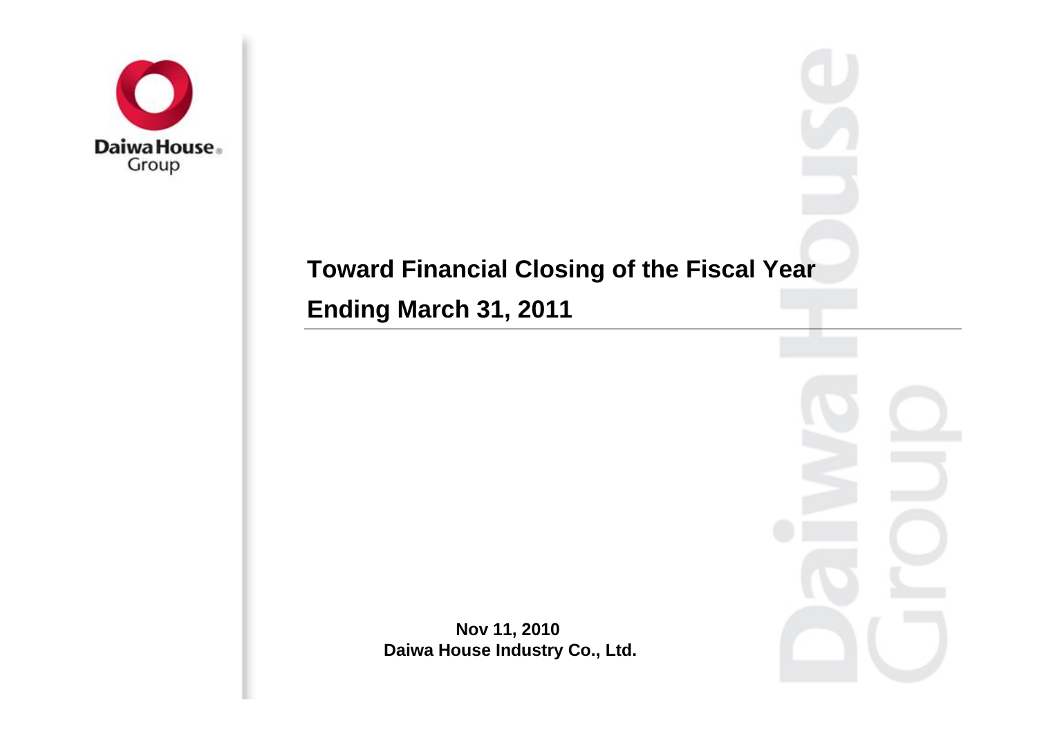# Toward Financial Closing of the Fiscal Year Ending March 31, 2011

**Nov 11, 2010**
**Daiwa House Industry Co., Ltd.**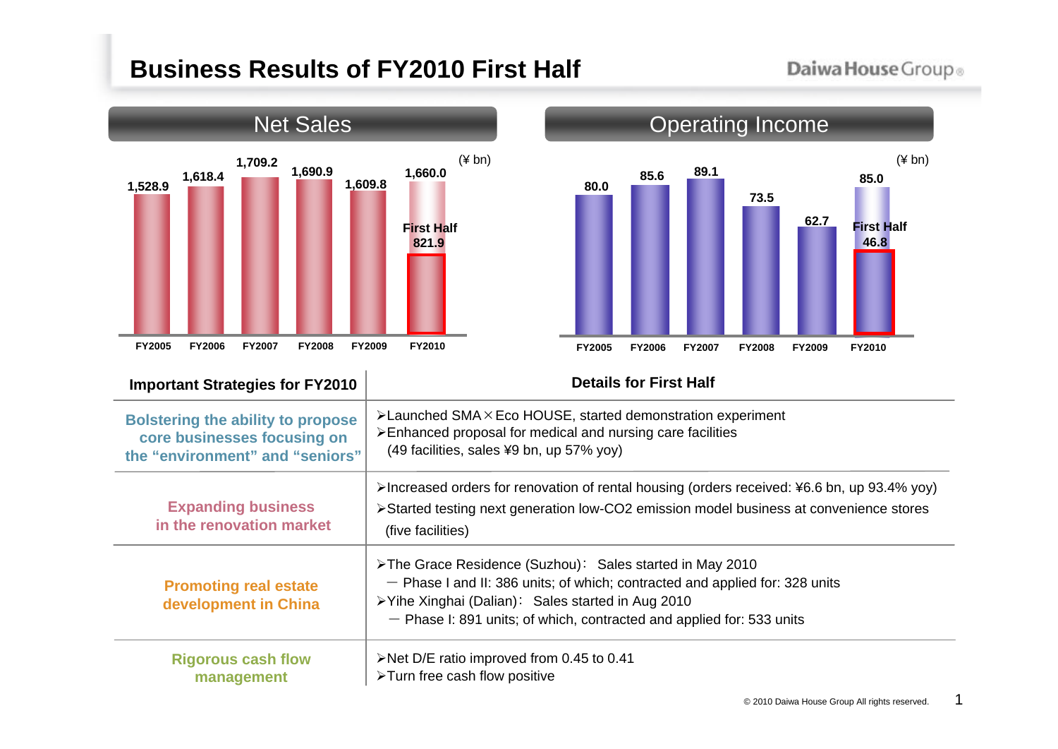# Business Results of FY2010 First Half

## Net Sales

(¥ bn)

| | FY2005 | FY2006 | FY2007 | FY2008 | FY2009 | FY2010 |
|---|---|---|---|---|---|---|
| Net Sales | 1,528.9 | 1,618.4 | 1,709.2 | 1,690.9 | 1,609.8 | 1,660.0 |
| First Half | | | | | | 821.9 |

## Operating Income

(¥ bn)

| | FY2005 | FY2006 | FY2007 | FY2008 | FY2009 | FY2010 |
|---|---|---|---|---|---|---|
| Operating Income | 80.0 | 85.6 | 89.1 | 73.5 | 62.7 | 85.0 |
| First Half | | | | | | 46.8 |

| Important Strategies for FY2010 | Details for First Half |
|---|---|
| Bolstering the ability to propose core businesses focusing on the “environment” and “seniors” | ➢Launched SMA×Eco HOUSE, started demonstration experiment<br>➢Enhanced proposal for medical and nursing care facilities (49 facilities, sales ¥9 bn, up 57% yoy) |
| Expanding business in the renovation market | ➢Increased orders for renovation of rental housing (orders received: ¥6.6 bn, up 93.4% yoy)<br>➢Started testing next generation low-CO2 emission model business at convenience stores (five facilities) |
| Promoting real estate development in China | ➢The Grace Residence (Suzhou)： Sales started in May 2010<br>－ Phase I and II: 386 units; of which; contracted and applied for: 328 units<br>➢Yihe Xinghai (Dalian)： Sales started in Aug 2010<br>－ Phase I: 891 units; of which, contracted and applied for: 533 units |
| Rigorous cash flow management | ➢Net D/E ratio improved from 0.45 to 0.41<br>➢Turn free cash flow positive |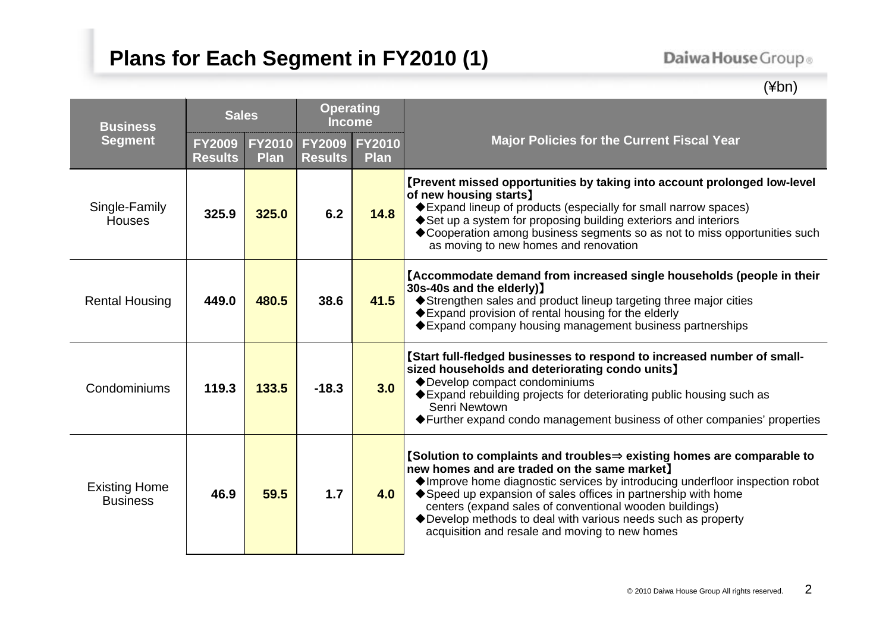# Plans for Each Segment in FY2010 (1)

(¥bn)

| Business Segment | Sales | | Operating Income | | Major Policies for the Current Fiscal Year |
|---|---|---|---|---|---|
| | FY2009 Results | FY2010 Plan | FY2009 Results | FY2010 Plan | |
| Single-Family Houses | 325.9 | 325.0 | 6.2 | 14.8 | 【Prevent missed opportunities by taking into account prolonged low-level of new housing starts】<br>◆Expand lineup of products (especially for small narrow spaces)<br>◆Set up a system for proposing building exteriors and interiors<br>◆Cooperation among business segments so as not to miss opportunities such as moving to new homes and renovation |
| Rental Housing | 449.0 | 480.5 | 38.6 | 41.5 | 【Accommodate demand from increased single households (people in their 30s-40s and the elderly)】<br>◆Strengthen sales and product lineup targeting three major cities<br>◆Expand provision of rental housing for the elderly<br>◆Expand company housing management business partnerships |
| Condominiums | 119.3 | 133.5 | -18.3 | 3.0 | 【Start full-fledged businesses to respond to increased number of small-sized households and deteriorating condo units】<br>◆Develop compact condominiums<br>◆Expand rebuilding projects for deteriorating public housing such as Senri Newtown<br>◆Further expand condo management business of other companies' properties |
| Existing Home Business | 46.9 | 59.5 | 1.7 | 4.0 | 【Solution to complaints and troubles⇒ existing homes are comparable to new homes and are traded on the same market】<br>◆Improve home diagnostic services by introducing underfloor inspection robot<br>◆Speed up expansion of sales offices in partnership with home centers (expand sales of conventional wooden buildings)<br>◆Develop methods to deal with various needs such as property acquisition and resale and moving to new homes |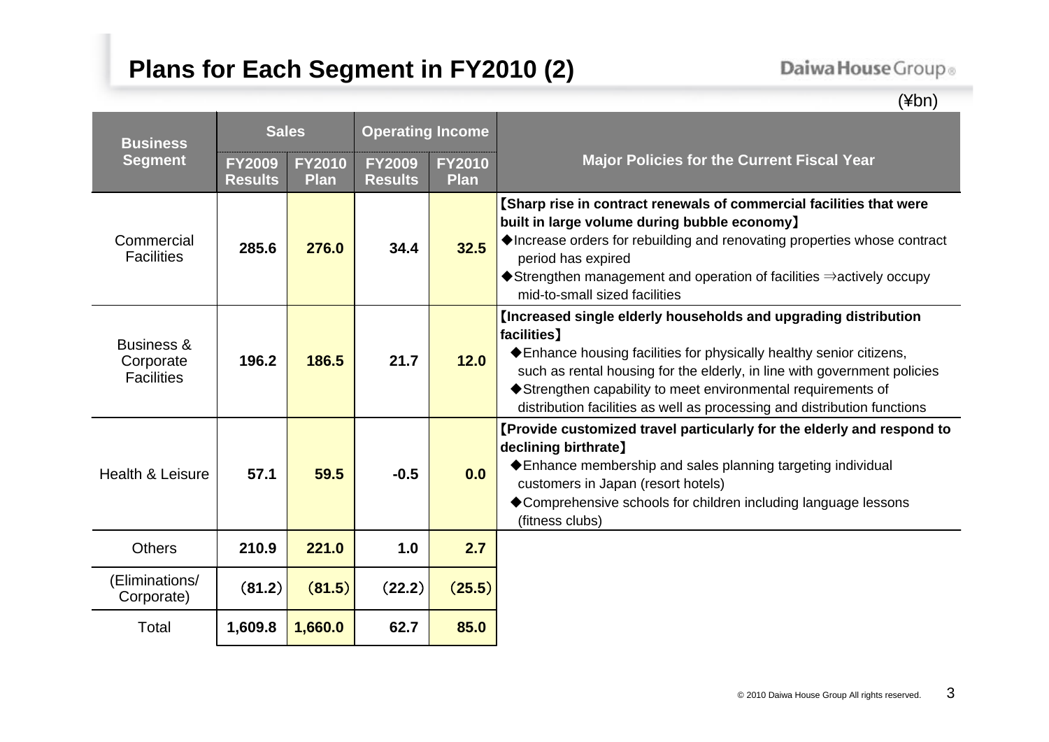# Plans for Each Segment in FY2010 (2)

(¥bn)

| Business Segment | Sales | | Operating Income | | Major Policies for the Current Fiscal Year |
|---|---|---|---|---|---|
| | FY2009 Results | FY2010 Plan | FY2009 Results | FY2010 Plan | |
| Commercial Facilities | **285.6** | **276.0** | **34.4** | **32.5** | **【Sharp rise in contract renewals of commercial facilities that were built in large volume during bubble economy】**<br>◆Increase orders for rebuilding and renovating properties whose contract period has expired<br>◆Strengthen management and operation of facilities ⇒actively occupy mid-to-small sized facilities |
| Business & Corporate Facilities | **196.2** | **186.5** | **21.7** | **12.0** | **【Increased single elderly households and upgrading distribution facilities】**<br>◆Enhance housing facilities for physically healthy senior citizens, such as rental housing for the elderly, in line with government policies<br>◆Strengthen capability to meet environmental requirements of distribution facilities as well as processing and distribution functions |
| Health & Leisure | **57.1** | **59.5** | **-0.5** | **0.0** | **【Provide customized travel particularly for the elderly and respond to declining birthrate】**<br>◆Enhance membership and sales planning targeting individual customers in Japan (resort hotels)<br>◆Comprehensive schools for children including language lessons (fitness clubs) |
| Others | **210.9** | **221.0** | **1.0** | **2.7** | |
| (Eliminations/ Corporate) | **(81.2)** | **(81.5)** | **(22.2)** | **(25.5)** | |
| Total | **1,609.8** | **1,660.0** | **62.7** | **85.0** | |